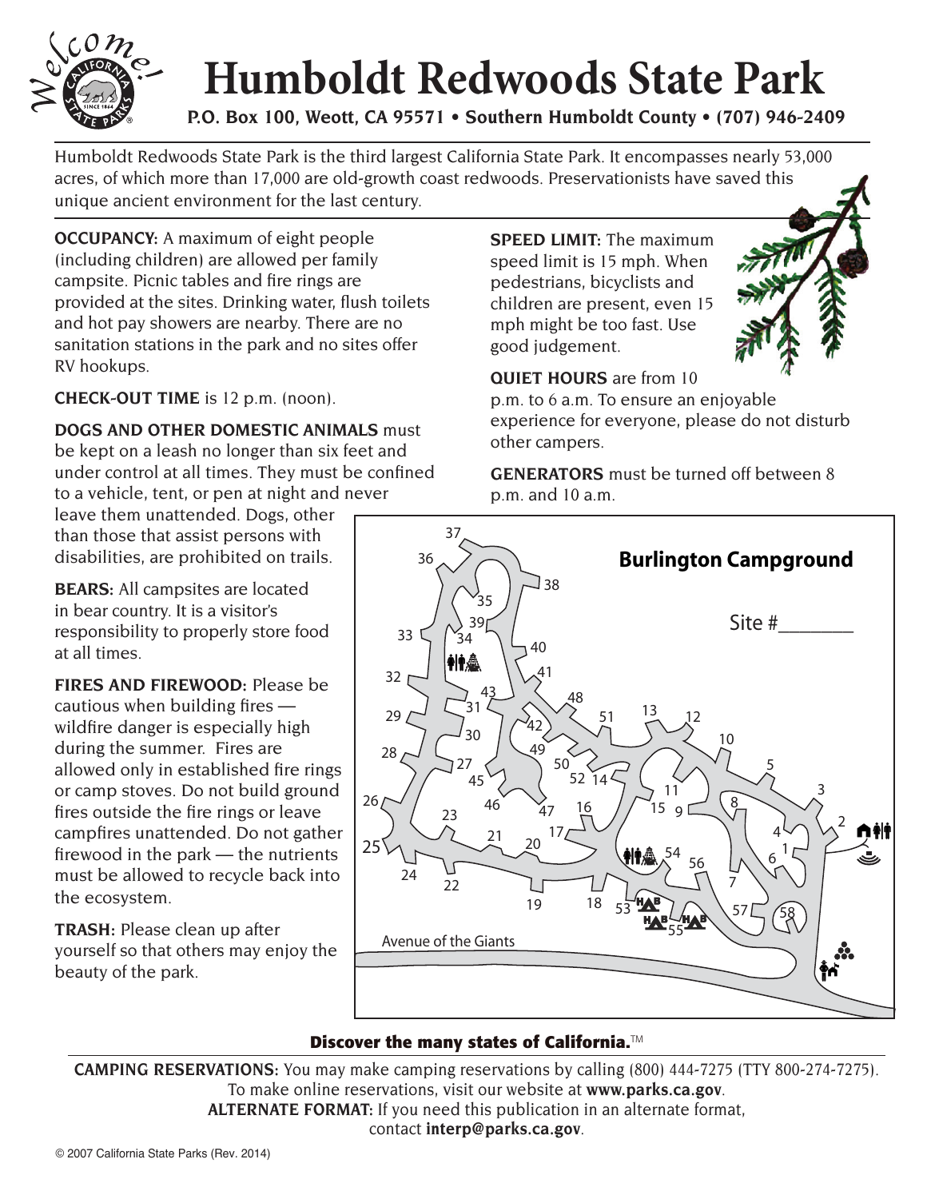# Humboldt Redwoods State Park

**P.O. Box 100, Weott, CA 95571 • Southern Humboldt County • (707) 946-2409**

Humboldt Redwoods State Park is the third largest California State Park. It encompasses nearly 53,000 acres, of which more than 17,000 are old-growth coast redwoods. Preservationists have saved this unique ancient environment for the last century.

**OCCUPANCY:** A maximum of eight people (including children) are allowed per family campsite. Picnic tables and fire rings are provided at the sites. Drinking water, flush toilets and hot pay showers are nearby. There are no sanitation stations in the park and no sites offer RV hookups.

**CHECK-OUT TIME** is 12 p.m. (noon).

**DOGS AND OTHER DOMESTIC ANIMALS** must be kept on a leash no longer than six feet and under control at all times. They must be confined to a vehicle, tent, or pen at night and never leave them unattended. Dogs, other than those that assist persons with disabilities, are prohibited on trails.

**BEARS:** All campsites are located in bear country. It is a visitor's responsibility to properly store food at all times.

**FIRES AND FIREWOOD:** Please be cautious when building fires — wildfire danger is especially high during the summer. Fires are allowed only in established fire rings or camp stoves. Do not build ground fires outside the fire rings or leave campfires unattended. Do not gather firewood in the park — the nutrients must be allowed to recycle back into the ecosystem.

**TRASH:** Please clean up after yourself so that others may enjoy the beauty of the park.

**SPEED LIMIT:** The maximum speed limit is 15 mph. When pedestrians, bicyclists and children are present, even 15 mph might be too fast. Use good judgement.

**QUIET HOURS** are from 10 p.m. to 6 a.m. To ensure an enjoyable experience for everyone, please do not disturb other campers.

**GENERATORS** must be turned off between 8 p.m. and 10 a.m.

**Burlington Campground**

Site #_______

Avenue of the Giants

**Discover the many states of California.**™

**CAMPING RESERVATIONS:** You may make camping reservations by calling (800) 444-7275 (TTY 800-274-7275). To make online reservations, visit our website at **www.parks.ca.gov**.

**ALTERNATE FORMAT:** If you need this publication in an alternate format, contact **interp@parks.ca.gov**.

© 2007 California State Parks (Rev. 2014)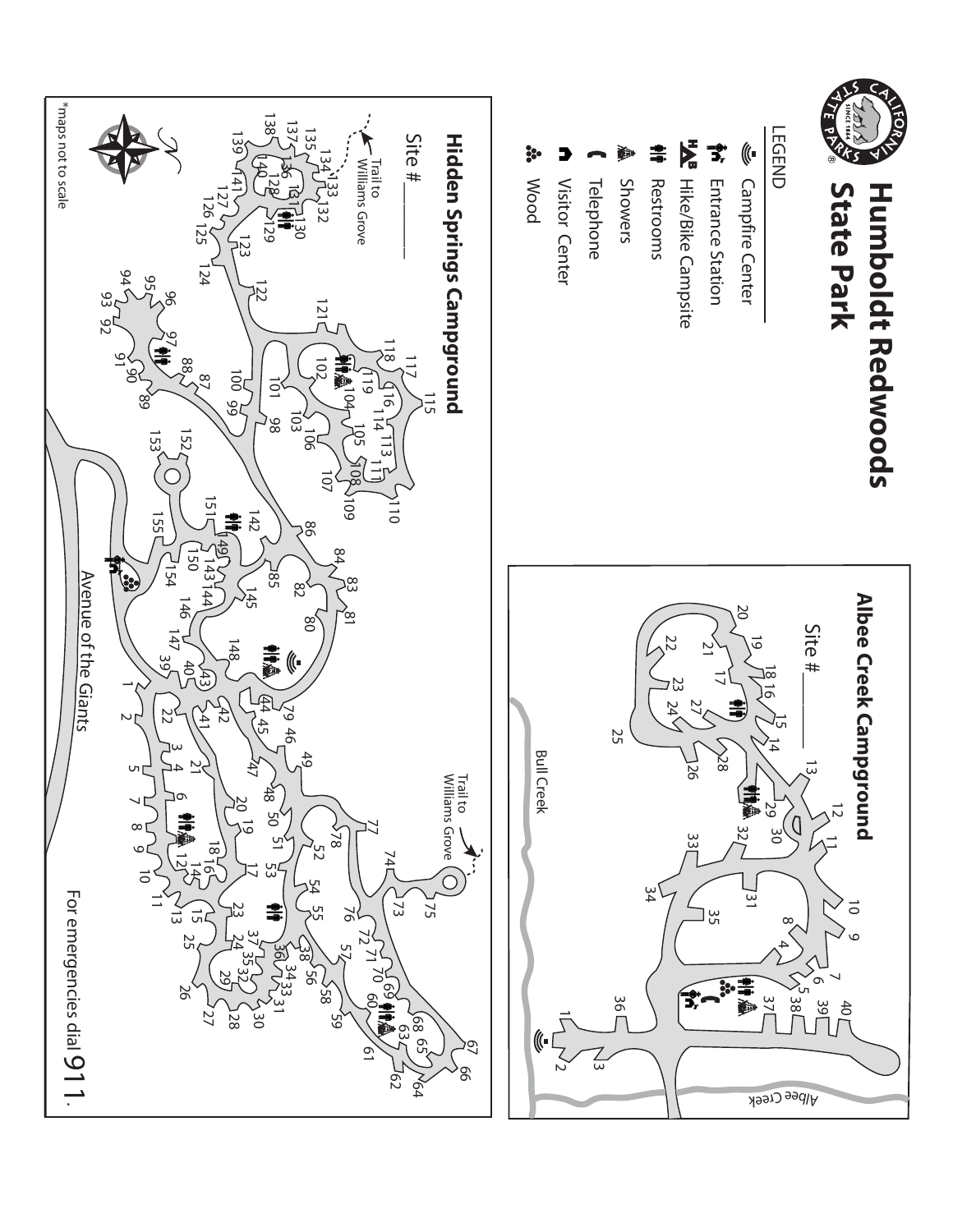# Humboldt Redwoods State Park

LEGEND

- Campfire Center
- Entrance Station
- Hike/Bike Campsite
- Restrooms
- Showers
- Telephone
- Visitor Center
- Wood

## Albee Creek Campground

Site # ______

Bull Creek

Albee Creek

## Hidden Springs Campground

Site # ______

Trail to Williams Grove

Trail to Williams Grove

Avenue of the Giants

*maps not to scale

For emergencies dial 911.